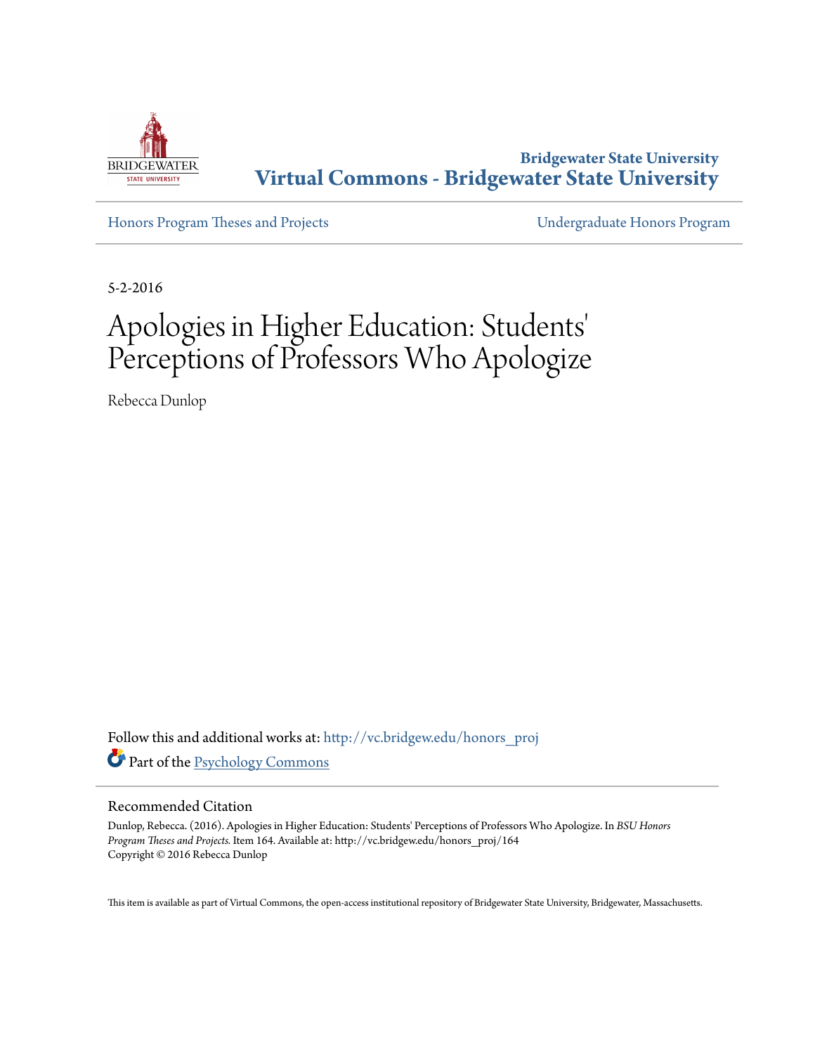Bridgewater State University

**Virtual Commons - Bridgewater State University**

Honors Program Theses and Projects

Undergraduate Honors Program

5-2-2016

# Apologies in Higher Education: Students' Perceptions of Professors Who Apologize

Rebecca Dunlop

Follow this and additional works at: http://vc.bridgew.edu/honors_proj

Part of the Psychology Commons

## Recommended Citation

Dunlop, Rebecca. (2016). Apologies in Higher Education: Students' Perceptions of Professors Who Apologize. In *BSU Honors Program Theses and Projects.* Item 164. Available at: http://vc.bridgew.edu/honors_proj/164
Copyright © 2016 Rebecca Dunlop

This item is available as part of Virtual Commons, the open-access institutional repository of Bridgewater State University, Bridgewater, Massachusetts.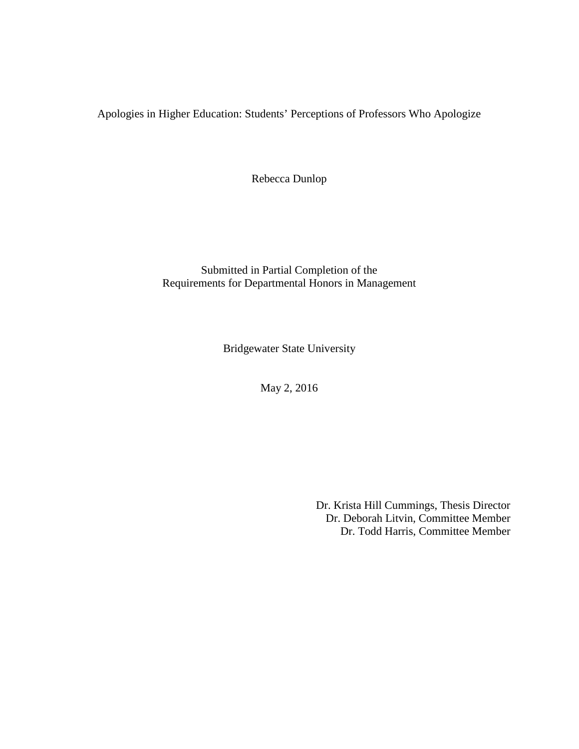Apologies in Higher Education: Students' Perceptions of Professors Who Apologize

Rebecca Dunlop

Submitted in Partial Completion of the
Requirements for Departmental Honors in Management

Bridgewater State University

May 2, 2016

Dr. Krista Hill Cummings, Thesis Director
Dr. Deborah Litvin, Committee Member
Dr. Todd Harris, Committee Member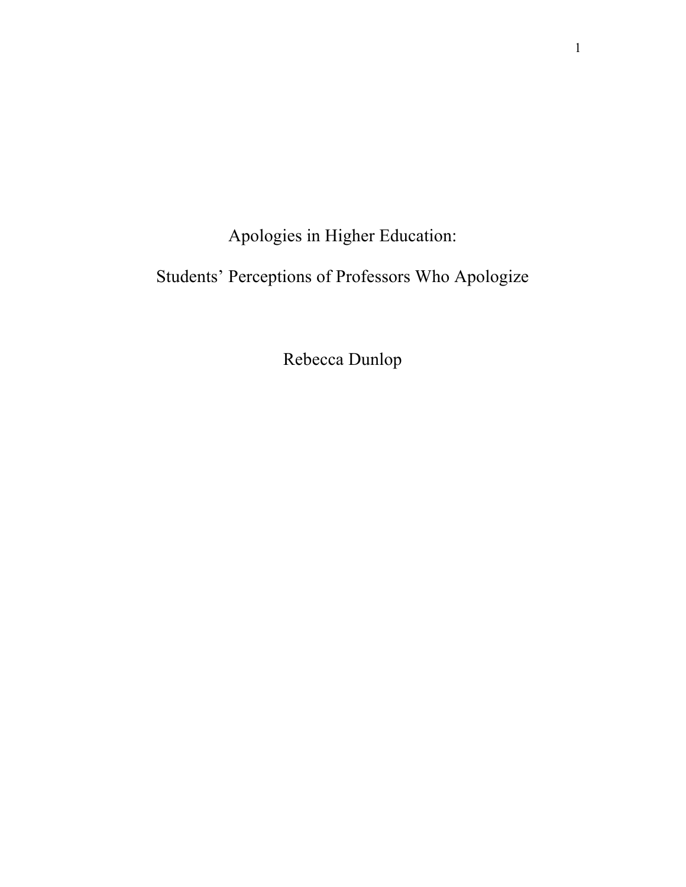# Apologies in Higher Education:

## Students' Perceptions of Professors Who Apologize

Rebecca Dunlop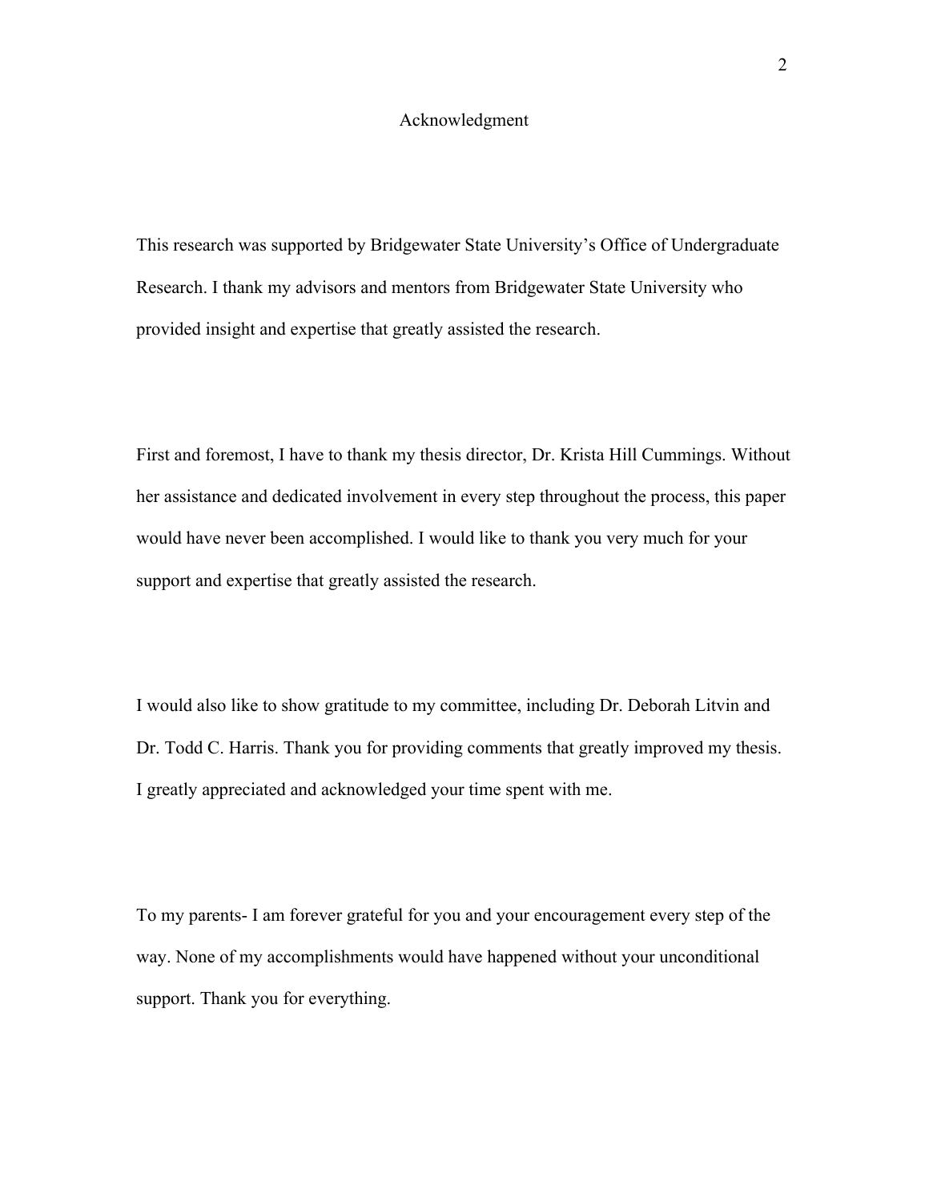# Acknowledgment

This research was supported by Bridgewater State University's Office of Undergraduate Research. I thank my advisors and mentors from Bridgewater State University who provided insight and expertise that greatly assisted the research.

First and foremost, I have to thank my thesis director, Dr. Krista Hill Cummings. Without her assistance and dedicated involvement in every step throughout the process, this paper would have never been accomplished. I would like to thank you very much for your support and expertise that greatly assisted the research.

I would also like to show gratitude to my committee, including Dr. Deborah Litvin and Dr. Todd C. Harris. Thank you for providing comments that greatly improved my thesis. I greatly appreciated and acknowledged your time spent with me.

To my parents- I am forever grateful for you and your encouragement every step of the way. None of my accomplishments would have happened without your unconditional support. Thank you for everything.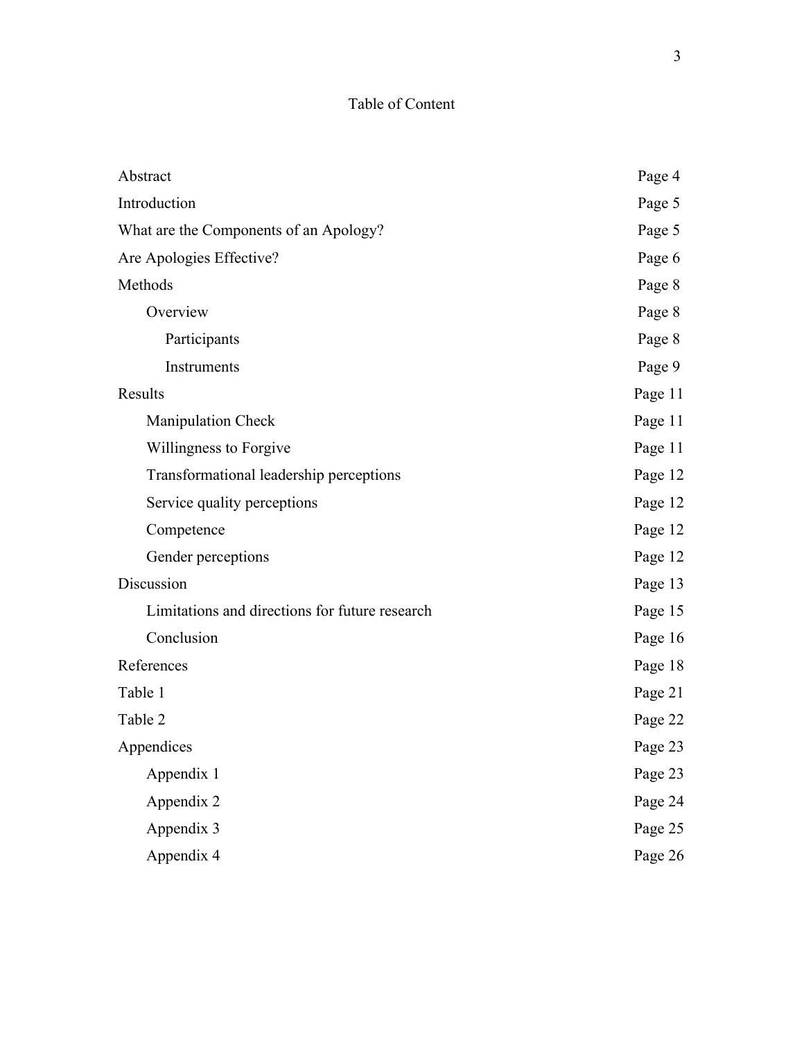# Table of Content

| | |
|---|---|
| Abstract | Page 4 |
| Introduction | Page 5 |
| What are the Components of an Apology? | Page 5 |
| Are Apologies Effective? | Page 6 |
| Methods | Page 8 |
| &nbsp;&nbsp;&nbsp;&nbsp;Overview | Page 8 |
| &nbsp;&nbsp;&nbsp;&nbsp;&nbsp;&nbsp;&nbsp;&nbsp;Participants | Page 8 |
| &nbsp;&nbsp;&nbsp;&nbsp;&nbsp;&nbsp;&nbsp;&nbsp;Instruments | Page 9 |
| Results | Page 11 |
| &nbsp;&nbsp;&nbsp;&nbsp;Manipulation Check | Page 11 |
| &nbsp;&nbsp;&nbsp;&nbsp;Willingness to Forgive | Page 11 |
| &nbsp;&nbsp;&nbsp;&nbsp;Transformational leadership perceptions | Page 12 |
| &nbsp;&nbsp;&nbsp;&nbsp;Service quality perceptions | Page 12 |
| &nbsp;&nbsp;&nbsp;&nbsp;Competence | Page 12 |
| &nbsp;&nbsp;&nbsp;&nbsp;Gender perceptions | Page 12 |
| Discussion | Page 13 |
| &nbsp;&nbsp;&nbsp;&nbsp;Limitations and directions for future research | Page 15 |
| &nbsp;&nbsp;&nbsp;&nbsp;Conclusion | Page 16 |
| References | Page 18 |
| Table 1 | Page 21 |
| Table 2 | Page 22 |
| Appendices | Page 23 |
| &nbsp;&nbsp;&nbsp;&nbsp;Appendix 1 | Page 23 |
| &nbsp;&nbsp;&nbsp;&nbsp;Appendix 2 | Page 24 |
| &nbsp;&nbsp;&nbsp;&nbsp;Appendix 3 | Page 25 |
| &nbsp;&nbsp;&nbsp;&nbsp;Appendix 4 | Page 26 |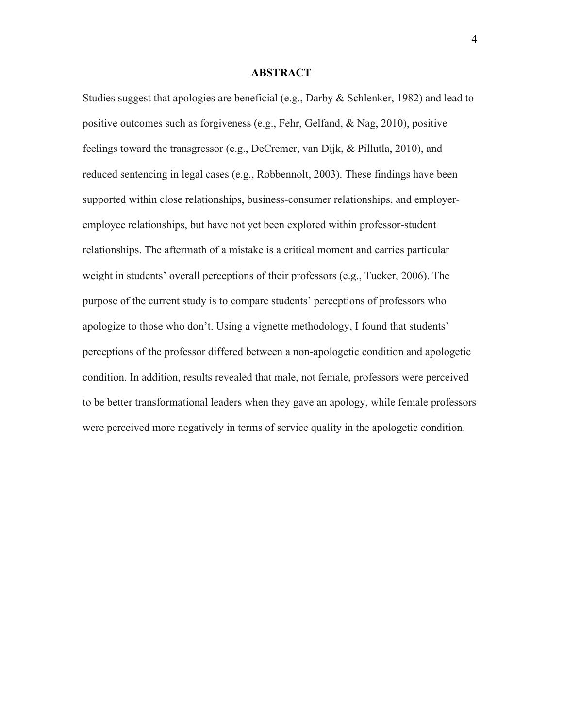## ABSTRACT

Studies suggest that apologies are beneficial (e.g., Darby & Schlenker, 1982) and lead to positive outcomes such as forgiveness (e.g., Fehr, Gelfand, & Nag, 2010), positive feelings toward the transgressor (e.g., DeCremer, van Dijk, & Pillutla, 2010), and reduced sentencing in legal cases (e.g., Robbennolt, 2003). These findings have been supported within close relationships, business-consumer relationships, and employer-employee relationships, but have not yet been explored within professor-student relationships. The aftermath of a mistake is a critical moment and carries particular weight in students' overall perceptions of their professors (e.g., Tucker, 2006). The purpose of the current study is to compare students' perceptions of professors who apologize to those who don't. Using a vignette methodology, I found that students' perceptions of the professor differed between a non-apologetic condition and apologetic condition. In addition, results revealed that male, not female, professors were perceived to be better transformational leaders when they gave an apology, while female professors were perceived more negatively in terms of service quality in the apologetic condition.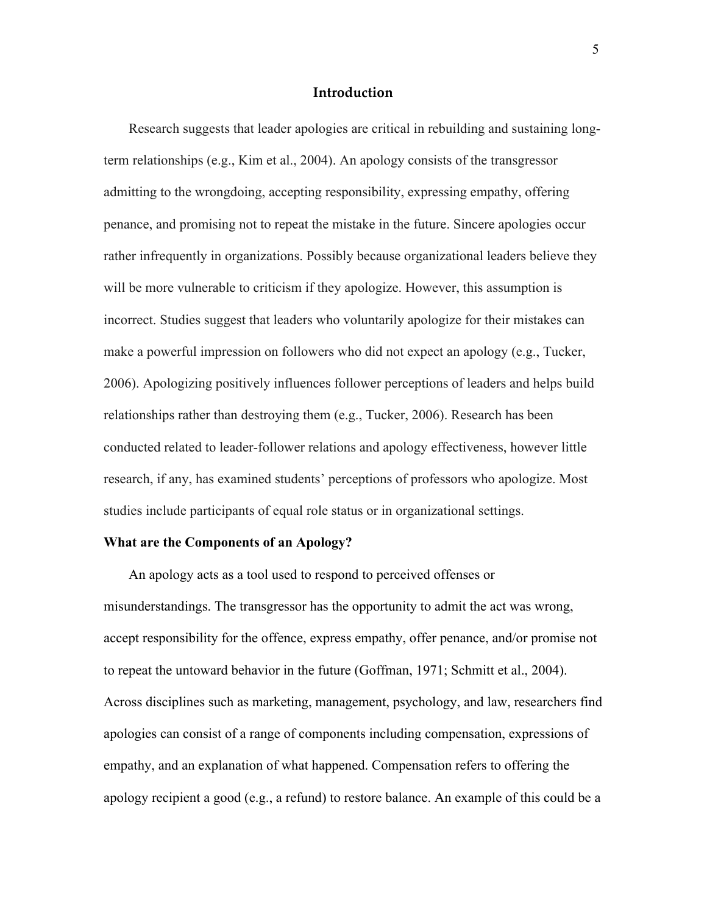# Introduction

Research suggests that leader apologies are critical in rebuilding and sustaining long-term relationships (e.g., Kim et al., 2004). An apology consists of the transgressor admitting to the wrongdoing, accepting responsibility, expressing empathy, offering penance, and promising not to repeat the mistake in the future. Sincere apologies occur rather infrequently in organizations. Possibly because organizational leaders believe they will be more vulnerable to criticism if they apologize. However, this assumption is incorrect. Studies suggest that leaders who voluntarily apologize for their mistakes can make a powerful impression on followers who did not expect an apology (e.g., Tucker, 2006). Apologizing positively influences follower perceptions of leaders and helps build relationships rather than destroying them (e.g., Tucker, 2006). Research has been conducted related to leader-follower relations and apology effectiveness, however little research, if any, has examined students' perceptions of professors who apologize. Most studies include participants of equal role status or in organizational settings.

## What are the Components of an Apology?

An apology acts as a tool used to respond to perceived offenses or misunderstandings. The transgressor has the opportunity to admit the act was wrong, accept responsibility for the offence, express empathy, offer penance, and/or promise not to repeat the untoward behavior in the future (Goffman, 1971; Schmitt et al., 2004). Across disciplines such as marketing, management, psychology, and law, researchers find apologies can consist of a range of components including compensation, expressions of empathy, and an explanation of what happened. Compensation refers to offering the apology recipient a good (e.g., a refund) to restore balance. An example of this could be a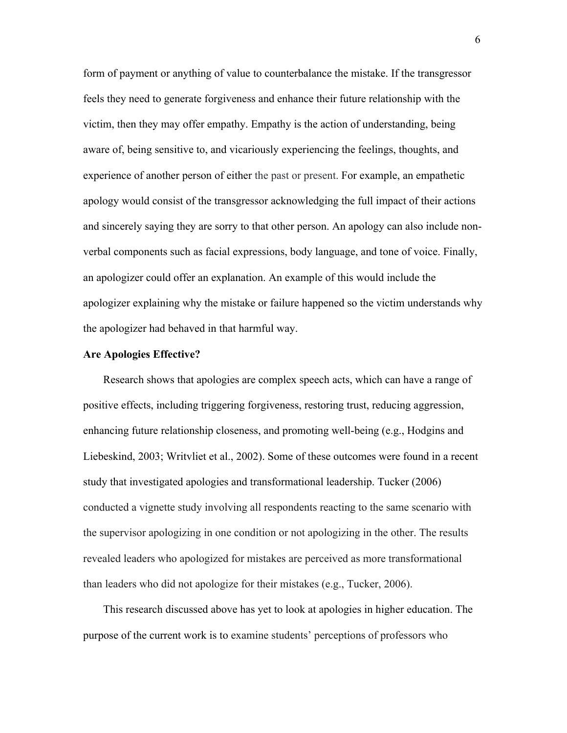form of payment or anything of value to counterbalance the mistake. If the transgressor feels they need to generate forgiveness and enhance their future relationship with the victim, then they may offer empathy. Empathy is the action of understanding, being aware of, being sensitive to, and vicariously experiencing the feelings, thoughts, and experience of another person of either the past or present. For example, an empathetic apology would consist of the transgressor acknowledging the full impact of their actions and sincerely saying they are sorry to that other person. An apology can also include non-verbal components such as facial expressions, body language, and tone of voice. Finally, an apologizer could offer an explanation. An example of this would include the apologizer explaining why the mistake or failure happened so the victim understands why the apologizer had behaved in that harmful way.

**Are Apologies Effective?**

Research shows that apologies are complex speech acts, which can have a range of positive effects, including triggering forgiveness, restoring trust, reducing aggression, enhancing future relationship closeness, and promoting well-being (e.g., Hodgins and Liebeskind, 2003; Writvliet et al., 2002). Some of these outcomes were found in a recent study that investigated apologies and transformational leadership. Tucker (2006) conducted a vignette study involving all respondents reacting to the same scenario with the supervisor apologizing in one condition or not apologizing in the other. The results revealed leaders who apologized for mistakes are perceived as more transformational than leaders who did not apologize for their mistakes (e.g., Tucker, 2006).

This research discussed above has yet to look at apologies in higher education. The purpose of the current work is to examine students' perceptions of professors who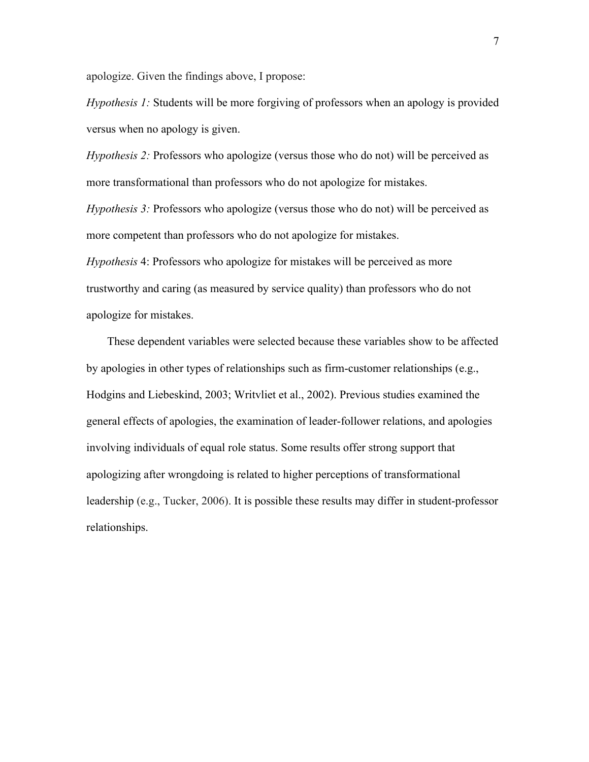apologize. Given the findings above, I propose:

*Hypothesis 1:* Students will be more forgiving of professors when an apology is provided versus when no apology is given.

*Hypothesis 2:* Professors who apologize (versus those who do not) will be perceived as more transformational than professors who do not apologize for mistakes.

*Hypothesis 3:* Professors who apologize (versus those who do not) will be perceived as more competent than professors who do not apologize for mistakes.

*Hypothesis* 4: Professors who apologize for mistakes will be perceived as more trustworthy and caring (as measured by service quality) than professors who do not apologize for mistakes.

These dependent variables were selected because these variables show to be affected by apologies in other types of relationships such as firm-customer relationships (e.g., Hodgins and Liebeskind, 2003; Writvliet et al., 2002). Previous studies examined the general effects of apologies, the examination of leader-follower relations, and apologies involving individuals of equal role status. Some results offer strong support that apologizing after wrongdoing is related to higher perceptions of transformational leadership (e.g., Tucker, 2006). It is possible these results may differ in student-professor relationships.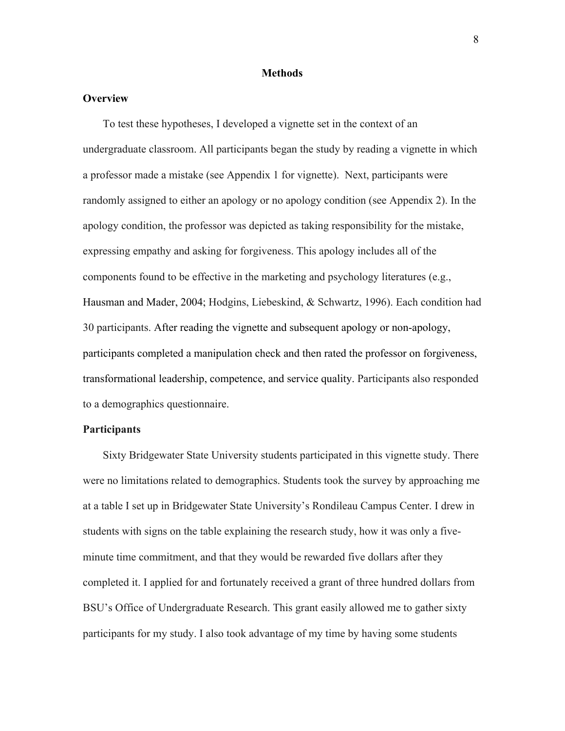# Methods

## Overview

To test these hypotheses, I developed a vignette set in the context of an undergraduate classroom. All participants began the study by reading a vignette in which a professor made a mistake (see Appendix 1 for vignette). Next, participants were randomly assigned to either an apology or no apology condition (see Appendix 2). In the apology condition, the professor was depicted as taking responsibility for the mistake, expressing empathy and asking for forgiveness. This apology includes all of the components found to be effective in the marketing and psychology literatures (e.g., Hausman and Mader, 2004; Hodgins, Liebeskind, & Schwartz, 1996). Each condition had 30 participants. After reading the vignette and subsequent apology or non-apology, participants completed a manipulation check and then rated the professor on forgiveness, transformational leadership, competence, and service quality. Participants also responded to a demographics questionnaire.

## Participants

Sixty Bridgewater State University students participated in this vignette study. There were no limitations related to demographics. Students took the survey by approaching me at a table I set up in Bridgewater State University's Rondileau Campus Center. I drew in students with signs on the table explaining the research study, how it was only a five-minute time commitment, and that they would be rewarded five dollars after they completed it. I applied for and fortunately received a grant of three hundred dollars from BSU's Office of Undergraduate Research. This grant easily allowed me to gather sixty participants for my study. I also took advantage of my time by having some students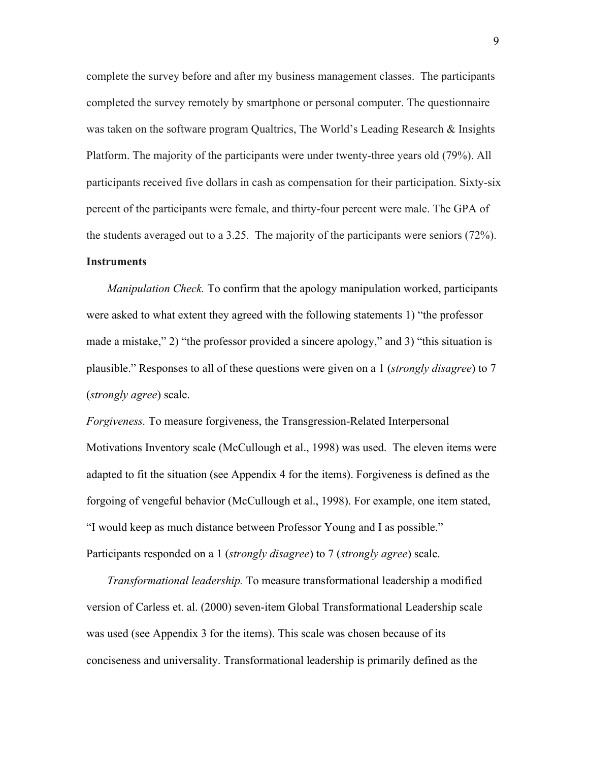complete the survey before and after my business management classes. The participants completed the survey remotely by smartphone or personal computer. The questionnaire was taken on the software program Qualtrics, The World's Leading Research & Insights Platform. The majority of the participants were under twenty-three years old (79%). All participants received five dollars in cash as compensation for their participation. Sixty-six percent of the participants were female, and thirty-four percent were male. The GPA of the students averaged out to a 3.25. The majority of the participants were seniors (72%).

**Instruments**

*Manipulation Check.* To confirm that the apology manipulation worked, participants were asked to what extent they agreed with the following statements 1) "the professor made a mistake," 2) "the professor provided a sincere apology," and 3) "this situation is plausible." Responses to all of these questions were given on a 1 (*strongly disagree*) to 7 (*strongly agree*) scale.

*Forgiveness.* To measure forgiveness, the Transgression-Related Interpersonal Motivations Inventory scale (McCullough et al., 1998) was used. The eleven items were adapted to fit the situation (see Appendix 4 for the items). Forgiveness is defined as the forgoing of vengeful behavior (McCullough et al., 1998). For example, one item stated, "I would keep as much distance between Professor Young and I as possible." Participants responded on a 1 (*strongly disagree*) to 7 (*strongly agree*) scale.

*Transformational leadership.* To measure transformational leadership a modified version of Carless et. al. (2000) seven-item Global Transformational Leadership scale was used (see Appendix 3 for the items). This scale was chosen because of its conciseness and universality. Transformational leadership is primarily defined as the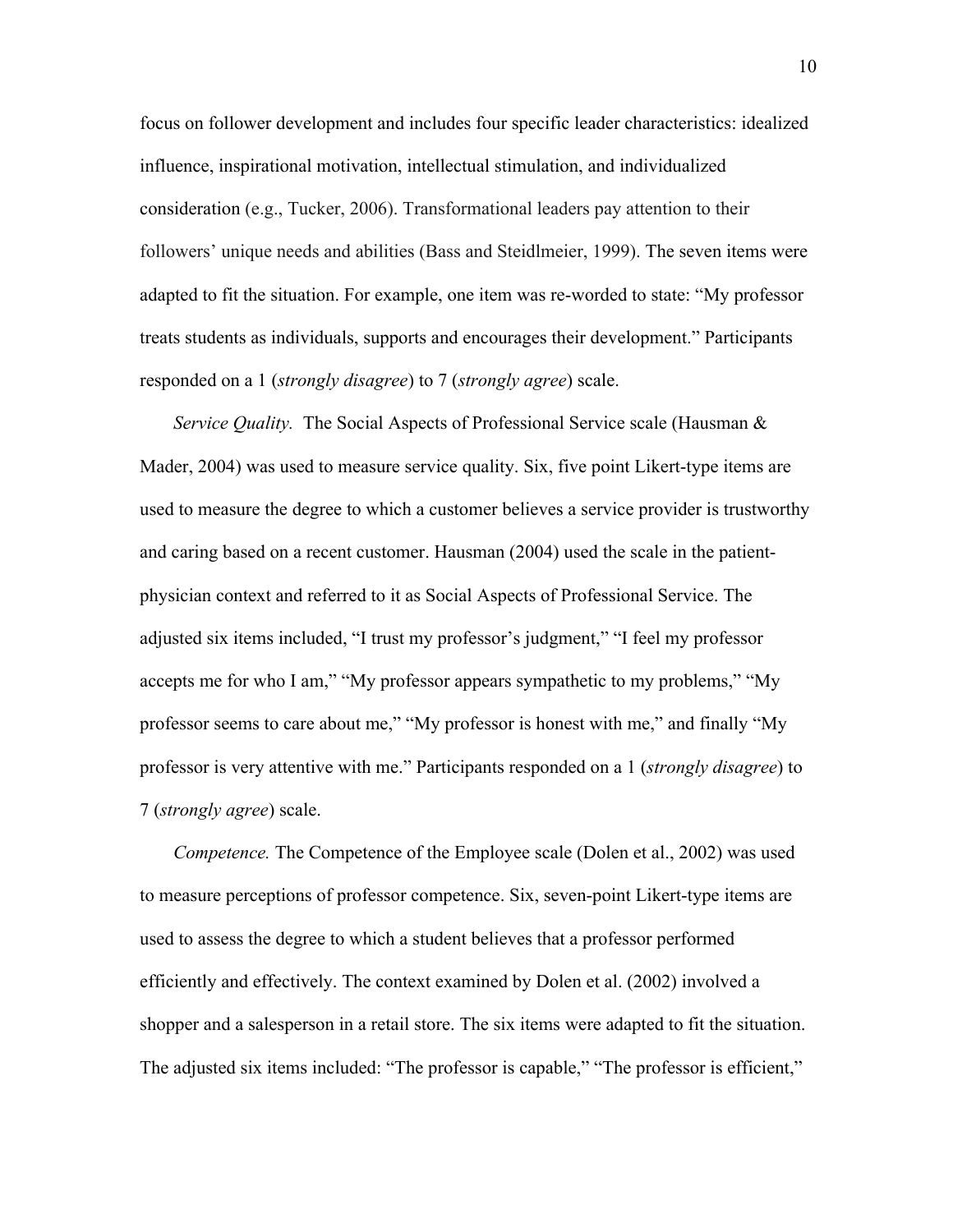focus on follower development and includes four specific leader characteristics: idealized influence, inspirational motivation, intellectual stimulation, and individualized consideration (e.g., Tucker, 2006). Transformational leaders pay attention to their followers' unique needs and abilities (Bass and Steidlmeier, 1999). The seven items were adapted to fit the situation. For example, one item was re-worded to state: "My professor treats students as individuals, supports and encourages their development." Participants responded on a 1 (*strongly disagree*) to 7 (*strongly agree*) scale.

*Service Quality.* The Social Aspects of Professional Service scale (Hausman & Mader, 2004) was used to measure service quality. Six, five point Likert-type items are used to measure the degree to which a customer believes a service provider is trustworthy and caring based on a recent customer. Hausman (2004) used the scale in the patient-physician context and referred to it as Social Aspects of Professional Service. The adjusted six items included, "I trust my professor's judgment," "I feel my professor accepts me for who I am," "My professor appears sympathetic to my problems," "My professor seems to care about me," "My professor is honest with me," and finally "My professor is very attentive with me." Participants responded on a 1 (*strongly disagree*) to 7 (*strongly agree*) scale.

*Competence.* The Competence of the Employee scale (Dolen et al., 2002) was used to measure perceptions of professor competence. Six, seven-point Likert-type items are used to assess the degree to which a student believes that a professor performed efficiently and effectively. The context examined by Dolen et al. (2002) involved a shopper and a salesperson in a retail store. The six items were adapted to fit the situation. The adjusted six items included: "The professor is capable," "The professor is efficient,"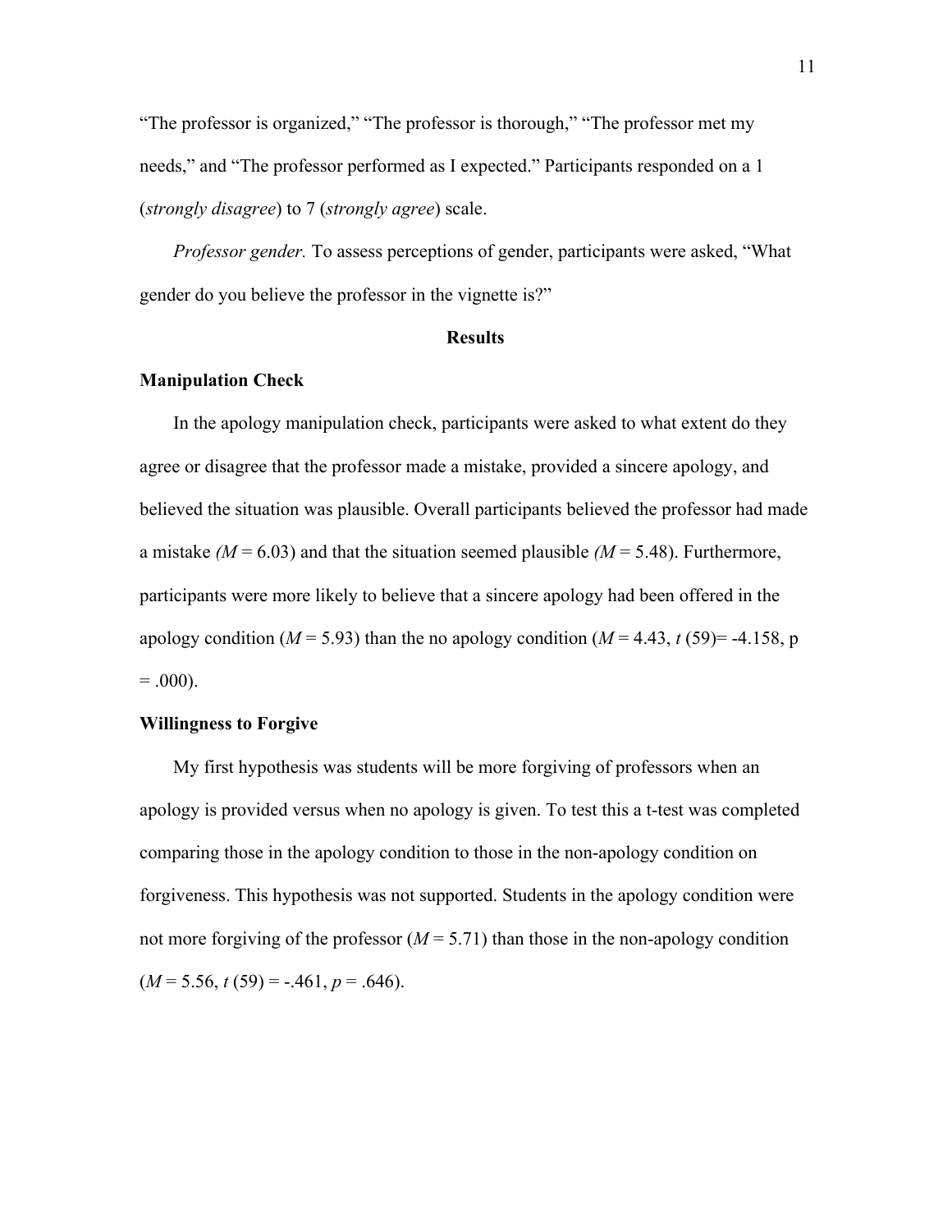"The professor is organized," "The professor is thorough," "The professor met my needs," and "The professor performed as I expected." Participants responded on a 1 (*strongly disagree*) to 7 (*strongly agree*) scale.

*Professor gender.* To assess perceptions of gender, participants were asked, "What gender do you believe the professor in the vignette is?"

## Results

### Manipulation Check

In the apology manipulation check, participants were asked to what extent do they agree or disagree that the professor made a mistake, provided a sincere apology, and believed the situation was plausible. Overall participants believed the professor had made a mistake ($M = 6.03$) and that the situation seemed plausible ($M = 5.48$). Furthermore, participants were more likely to believe that a sincere apology had been offered in the apology condition ($M = 5.93$) than the no apology condition ($M = 4.43$, $t\,(59) = -4.158$, $p = .000$).

### Willingness to Forgive

My first hypothesis was students will be more forgiving of professors when an apology is provided versus when no apology is given. To test this a t-test was completed comparing those in the apology condition to those in the non-apology condition on forgiveness. This hypothesis was not supported. Students in the apology condition were not more forgiving of the professor ($M = 5.71$) than those in the non-apology condition ($M = 5.56$, $t\,(59) = -.461$, $p = .646$).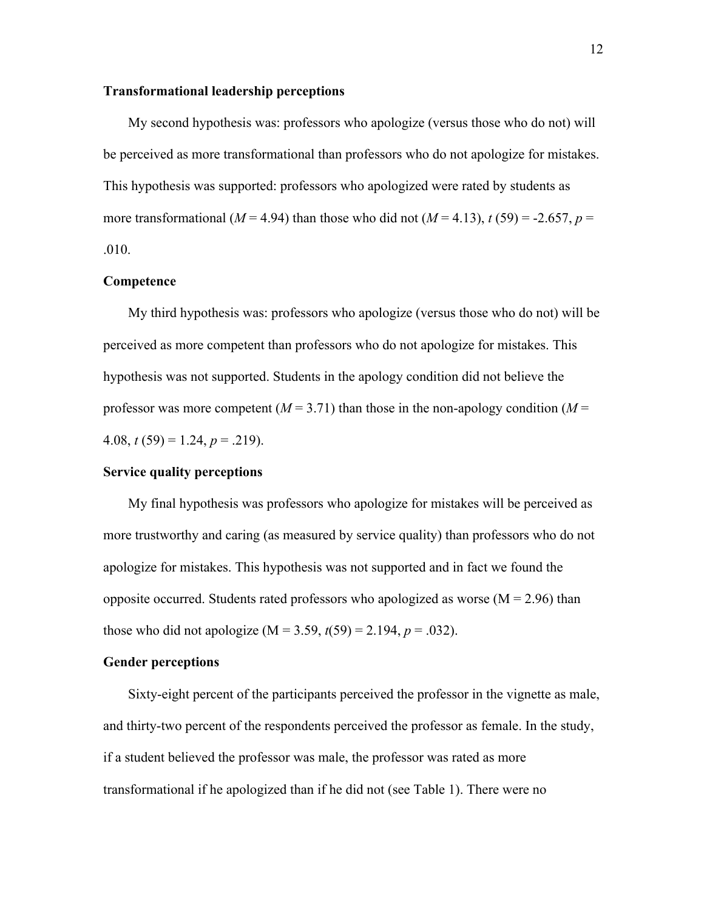### Transformational leadership perceptions

My second hypothesis was: professors who apologize (versus those who do not) will be perceived as more transformational than professors who do not apologize for mistakes. This hypothesis was supported: professors who apologized were rated by students as more transformational ($M = 4.94$) than those who did not ($M = 4.13$), $t\ (59) = -2.657$, $p = .010$.

### Competence

My third hypothesis was: professors who apologize (versus those who do not) will be perceived as more competent than professors who do not apologize for mistakes. This hypothesis was not supported. Students in the apology condition did not believe the professor was more competent ($M = 3.71$) than those in the non-apology condition ($M = 4.08$, $t\ (59) = 1.24$, $p = .219$).

### Service quality perceptions

My final hypothesis was professors who apologize for mistakes will be perceived as more trustworthy and caring (as measured by service quality) than professors who do not apologize for mistakes. This hypothesis was not supported and in fact we found the opposite occurred. Students rated professors who apologized as worse ($\mathrm{M} = 2.96$) than those who did not apologize ($\mathrm{M} = 3.59$, $t(59) = 2.194$, $p = .032$).

### Gender perceptions

Sixty-eight percent of the participants perceived the professor in the vignette as male, and thirty-two percent of the respondents perceived the professor as female. In the study, if a student believed the professor was male, the professor was rated as more transformational if he apologized than if he did not (see Table 1). There were no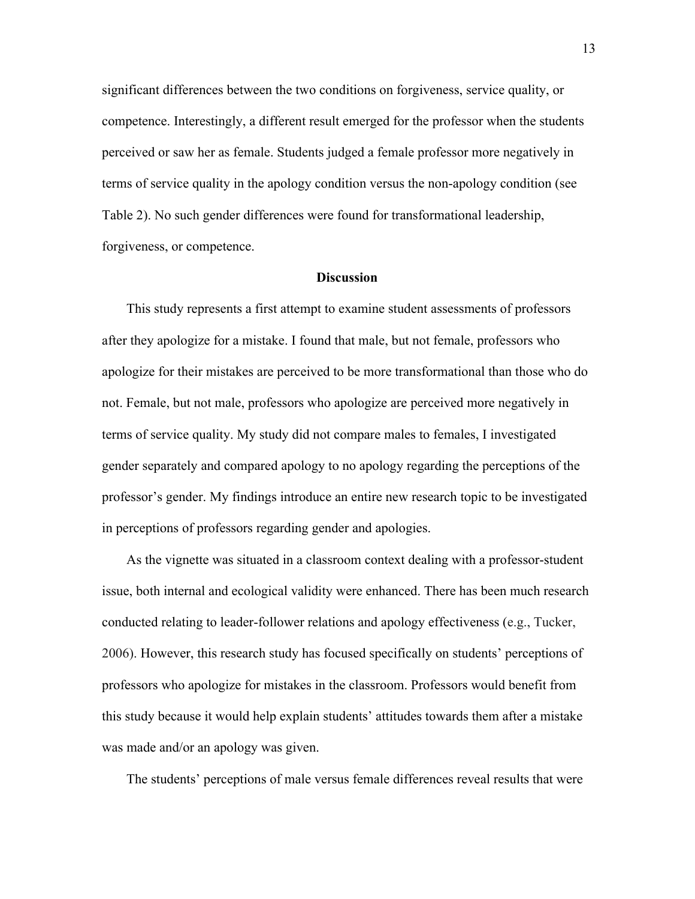significant differences between the two conditions on forgiveness, service quality, or competence. Interestingly, a different result emerged for the professor when the students perceived or saw her as female. Students judged a female professor more negatively in terms of service quality in the apology condition versus the non-apology condition (see Table 2). No such gender differences were found for transformational leadership, forgiveness, or competence.

## Discussion

This study represents a first attempt to examine student assessments of professors after they apologize for a mistake. I found that male, but not female, professors who apologize for their mistakes are perceived to be more transformational than those who do not. Female, but not male, professors who apologize are perceived more negatively in terms of service quality. My study did not compare males to females, I investigated gender separately and compared apology to no apology regarding the perceptions of the professor's gender. My findings introduce an entire new research topic to be investigated in perceptions of professors regarding gender and apologies.

As the vignette was situated in a classroom context dealing with a professor-student issue, both internal and ecological validity were enhanced. There has been much research conducted relating to leader-follower relations and apology effectiveness (e.g., Tucker, 2006). However, this research study has focused specifically on students' perceptions of professors who apologize for mistakes in the classroom. Professors would benefit from this study because it would help explain students' attitudes towards them after a mistake was made and/or an apology was given.

The students' perceptions of male versus female differences reveal results that were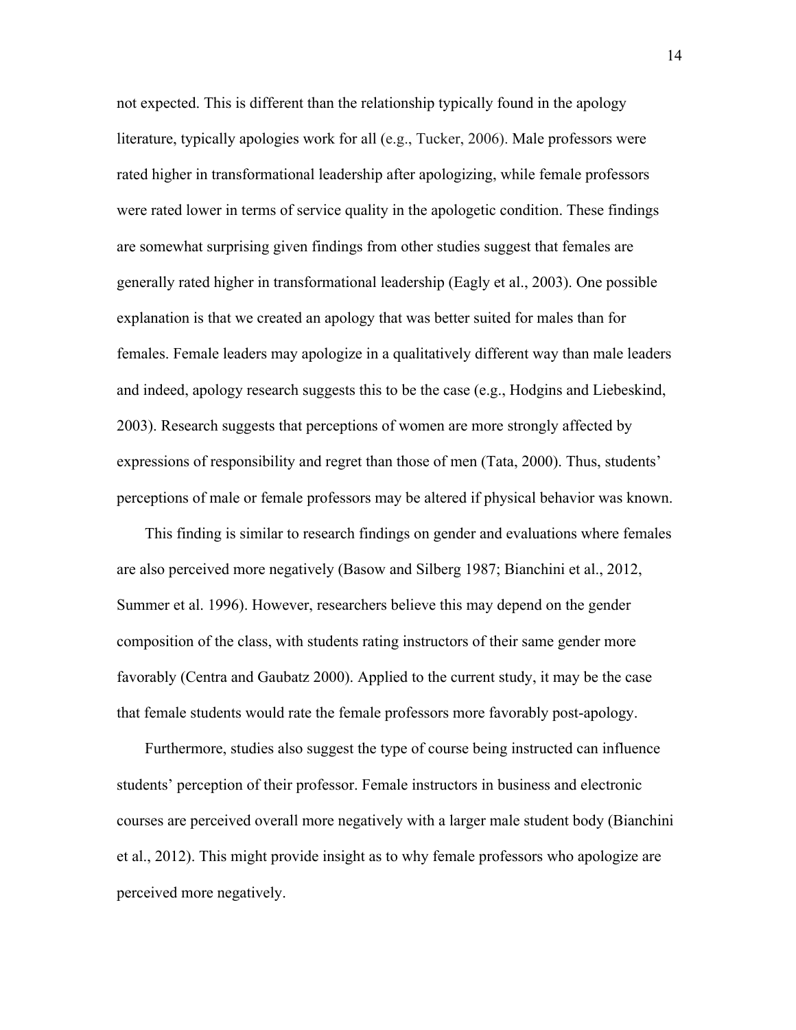not expected. This is different than the relationship typically found in the apology literature, typically apologies work for all (e.g., Tucker, 2006). Male professors were rated higher in transformational leadership after apologizing, while female professors were rated lower in terms of service quality in the apologetic condition. These findings are somewhat surprising given findings from other studies suggest that females are generally rated higher in transformational leadership (Eagly et al., 2003). One possible explanation is that we created an apology that was better suited for males than for females. Female leaders may apologize in a qualitatively different way than male leaders and indeed, apology research suggests this to be the case (e.g., Hodgins and Liebeskind, 2003). Research suggests that perceptions of women are more strongly affected by expressions of responsibility and regret than those of men (Tata, 2000). Thus, students' perceptions of male or female professors may be altered if physical behavior was known.

This finding is similar to research findings on gender and evaluations where females are also perceived more negatively (Basow and Silberg 1987; Bianchini et al., 2012, Summer et al. 1996). However, researchers believe this may depend on the gender composition of the class, with students rating instructors of their same gender more favorably (Centra and Gaubatz 2000). Applied to the current study, it may be the case that female students would rate the female professors more favorably post-apology.

Furthermore, studies also suggest the type of course being instructed can influence students' perception of their professor. Female instructors in business and electronic courses are perceived overall more negatively with a larger male student body (Bianchini et al., 2012). This might provide insight as to why female professors who apologize are perceived more negatively.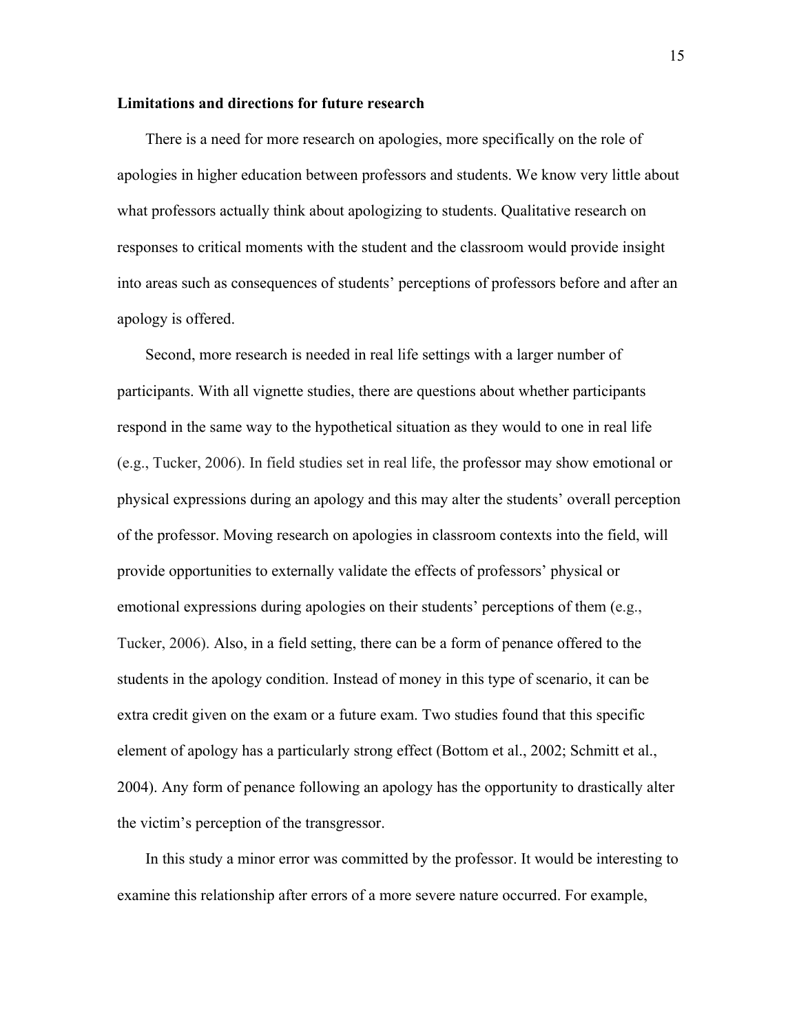**Limitations and directions for future research**

There is a need for more research on apologies, more specifically on the role of apologies in higher education between professors and students. We know very little about what professors actually think about apologizing to students. Qualitative research on responses to critical moments with the student and the classroom would provide insight into areas such as consequences of students' perceptions of professors before and after an apology is offered.

Second, more research is needed in real life settings with a larger number of participants. With all vignette studies, there are questions about whether participants respond in the same way to the hypothetical situation as they would to one in real life (e.g., Tucker, 2006). In field studies set in real life, the professor may show emotional or physical expressions during an apology and this may alter the students' overall perception of the professor. Moving research on apologies in classroom contexts into the field, will provide opportunities to externally validate the effects of professors' physical or emotional expressions during apologies on their students' perceptions of them (e.g., Tucker, 2006). Also, in a field setting, there can be a form of penance offered to the students in the apology condition. Instead of money in this type of scenario, it can be extra credit given on the exam or a future exam. Two studies found that this specific element of apology has a particularly strong effect (Bottom et al., 2002; Schmitt et al., 2004). Any form of penance following an apology has the opportunity to drastically alter the victim's perception of the transgressor.

In this study a minor error was committed by the professor. It would be interesting to examine this relationship after errors of a more severe nature occurred. For example,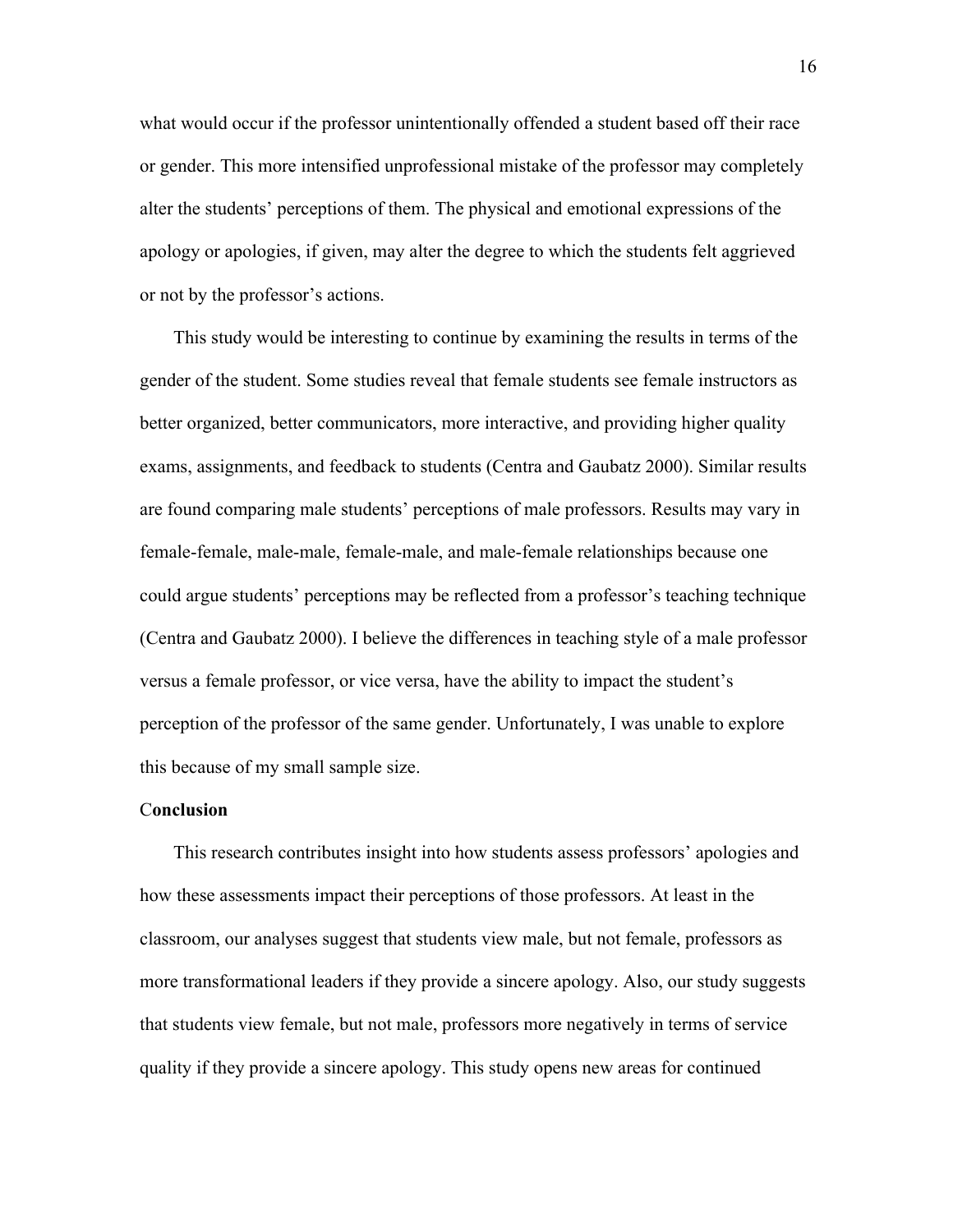what would occur if the professor unintentionally offended a student based off their race or gender. This more intensified unprofessional mistake of the professor may completely alter the students' perceptions of them. The physical and emotional expressions of the apology or apologies, if given, may alter the degree to which the students felt aggrieved or not by the professor's actions.

This study would be interesting to continue by examining the results in terms of the gender of the student. Some studies reveal that female students see female instructors as better organized, better communicators, more interactive, and providing higher quality exams, assignments, and feedback to students (Centra and Gaubatz 2000). Similar results are found comparing male students' perceptions of male professors. Results may vary in female-female, male-male, female-male, and male-female relationships because one could argue students' perceptions may be reflected from a professor's teaching technique (Centra and Gaubatz 2000). I believe the differences in teaching style of a male professor versus a female professor, or vice versa, have the ability to impact the student's perception of the professor of the same gender. Unfortunately, I was unable to explore this because of my small sample size.

## Conclusion

This research contributes insight into how students assess professors' apologies and how these assessments impact their perceptions of those professors. At least in the classroom, our analyses suggest that students view male, but not female, professors as more transformational leaders if they provide a sincere apology. Also, our study suggests that students view female, but not male, professors more negatively in terms of service quality if they provide a sincere apology. This study opens new areas for continued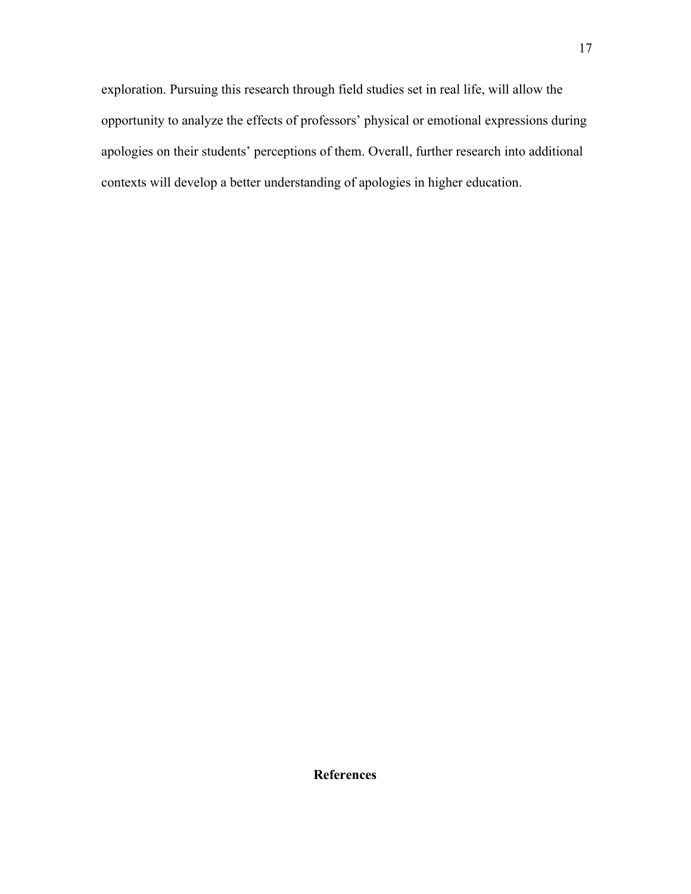exploration. Pursuing this research through field studies set in real life, will allow the opportunity to analyze the effects of professors' physical or emotional expressions during apologies on their students' perceptions of them. Overall, further research into additional contexts will develop a better understanding of apologies in higher education.

## References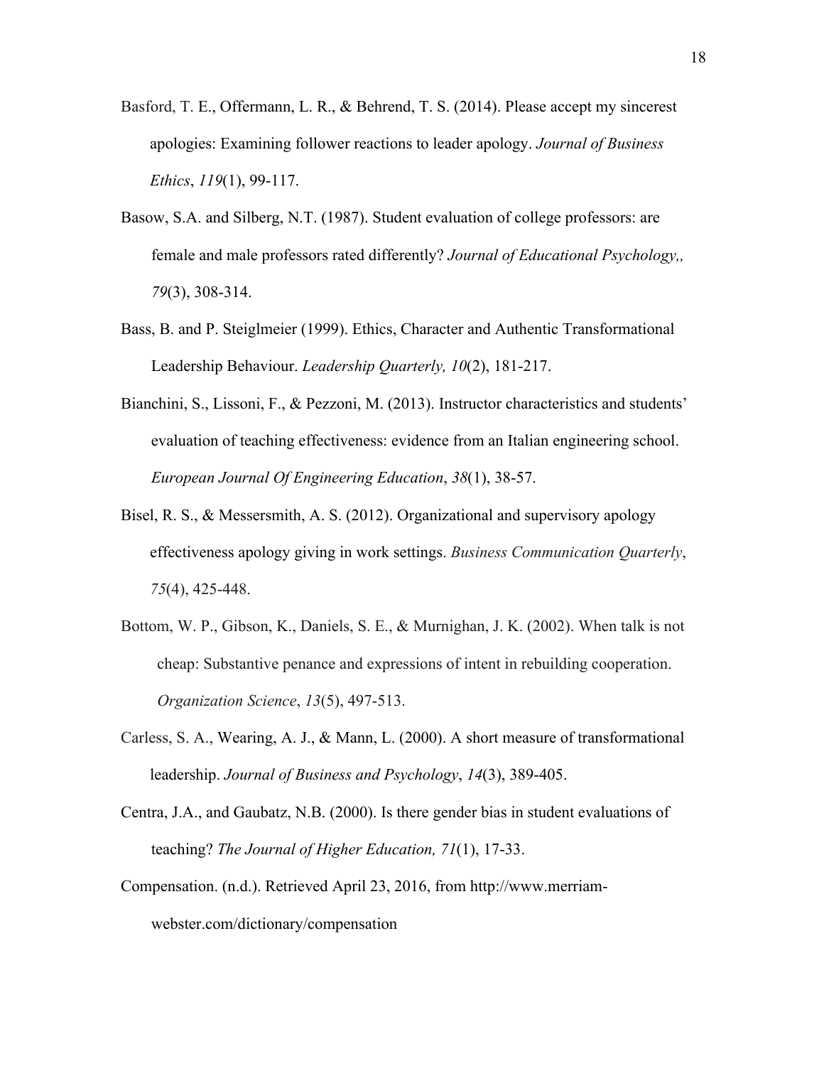Basford, T. E., Offermann, L. R., & Behrend, T. S. (2014). Please accept my sincerest apologies: Examining follower reactions to leader apology. *Journal of Business Ethics*, *119*(1), 99-117.

Basow, S.A. and Silberg, N.T. (1987). Student evaluation of college professors: are female and male professors rated differently? *Journal of Educational Psychology,, 79*(3), 308-314.

Bass, B. and P. Steiglmeier (1999). Ethics, Character and Authentic Transformational Leadership Behaviour. *Leadership Quarterly, 10*(2), 181-217.

Bianchini, S., Lissoni, F., & Pezzoni, M. (2013). Instructor characteristics and students' evaluation of teaching effectiveness: evidence from an Italian engineering school. *European Journal Of Engineering Education*, *38*(1), 38-57.

Bisel, R. S., & Messersmith, A. S. (2012). Organizational and supervisory apology effectiveness apology giving in work settings. *Business Communication Quarterly*, *75*(4), 425-448.

Bottom, W. P., Gibson, K., Daniels, S. E., & Murnighan, J. K. (2002). When talk is not cheap: Substantive penance and expressions of intent in rebuilding cooperation. *Organization Science*, *13*(5), 497-513.

Carless, S. A., Wearing, A. J., & Mann, L. (2000). A short measure of transformational leadership. *Journal of Business and Psychology*, *14*(3), 389-405.

Centra, J.A., and Gaubatz, N.B. (2000). Is there gender bias in student evaluations of teaching? *The Journal of Higher Education, 71*(1), 17-33.

Compensation. (n.d.). Retrieved April 23, 2016, from http://www.merriam-webster.com/dictionary/compensation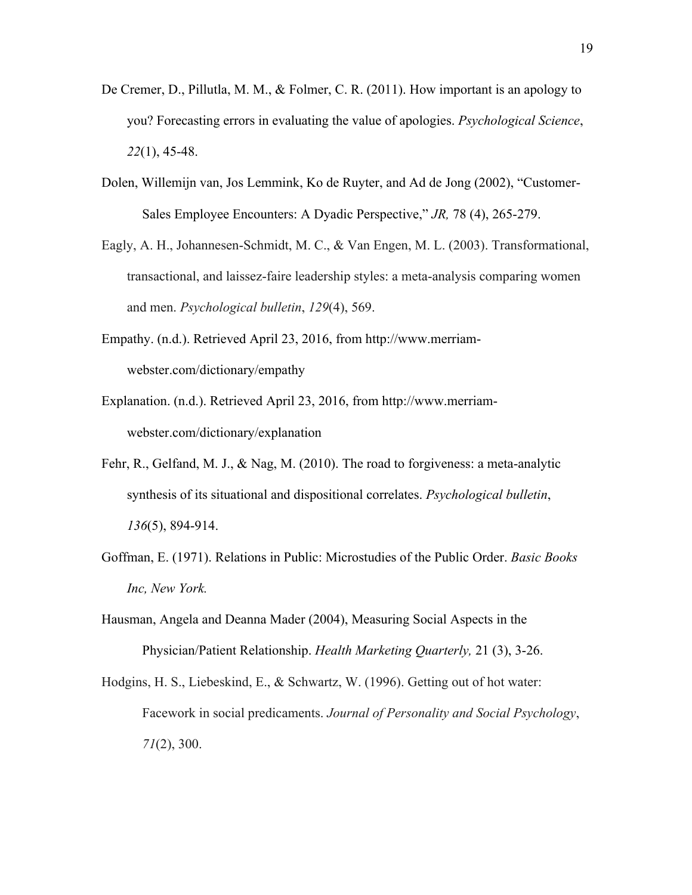De Cremer, D., Pillutla, M. M., & Folmer, C. R. (2011). How important is an apology to you? Forecasting errors in evaluating the value of apologies. *Psychological Science*, *22*(1), 45-48.

Dolen, Willemijn van, Jos Lemmink, Ko de Ruyter, and Ad de Jong (2002), "Customer-Sales Employee Encounters: A Dyadic Perspective," *JR,* 78 (4), 265-279.

Eagly, A. H., Johannesen-Schmidt, M. C., & Van Engen, M. L. (2003). Transformational, transactional, and laissez-faire leadership styles: a meta-analysis comparing women and men. *Psychological bulletin*, *129*(4), 569.

Empathy. (n.d.). Retrieved April 23, 2016, from http://www.merriam-webster.com/dictionary/empathy

Explanation. (n.d.). Retrieved April 23, 2016, from http://www.merriam-webster.com/dictionary/explanation

Fehr, R., Gelfand, M. J., & Nag, M. (2010). The road to forgiveness: a meta-analytic synthesis of its situational and dispositional correlates. *Psychological bulletin*, *136*(5), 894-914.

Goffman, E. (1971). Relations in Public: Microstudies of the Public Order. *Basic Books Inc, New York.*

Hausman, Angela and Deanna Mader (2004), Measuring Social Aspects in the Physician/Patient Relationship. *Health Marketing Quarterly,* 21 (3), 3-26.

Hodgins, H. S., Liebeskind, E., & Schwartz, W. (1996). Getting out of hot water: Facework in social predicaments. *Journal of Personality and Social Psychology*, *71*(2), 300.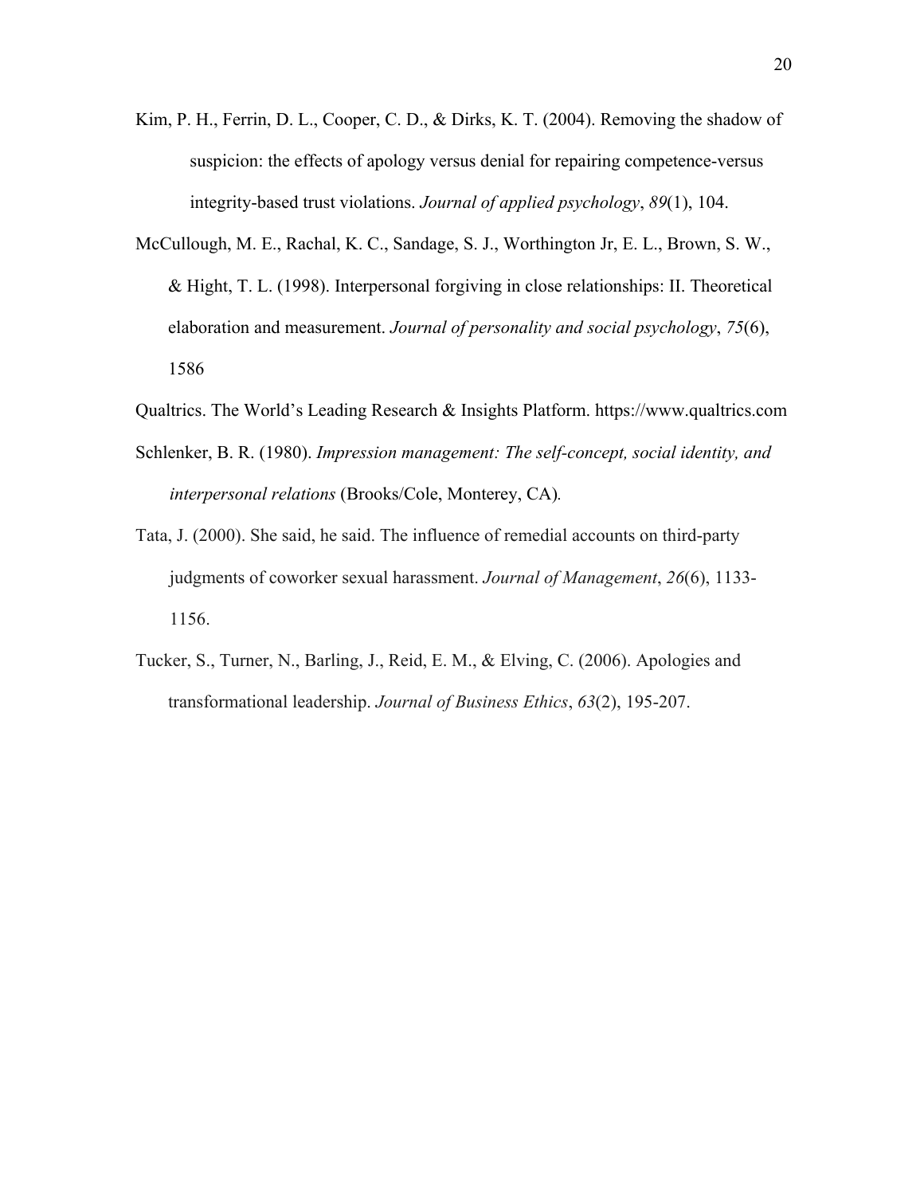Kim, P. H., Ferrin, D. L., Cooper, C. D., & Dirks, K. T. (2004). Removing the shadow of suspicion: the effects of apology versus denial for repairing competence-versus integrity-based trust violations. *Journal of applied psychology*, *89*(1), 104.

McCullough, M. E., Rachal, K. C., Sandage, S. J., Worthington Jr, E. L., Brown, S. W., & Hight, T. L. (1998). Interpersonal forgiving in close relationships: II. Theoretical elaboration and measurement. *Journal of personality and social psychology*, *75*(6), 1586

Qualtrics. The World's Leading Research & Insights Platform. https://www.qualtrics.com

Schlenker, B. R. (1980). *Impression management: The self-concept, social identity, and interpersonal relations* (Brooks/Cole, Monterey, CA).

Tata, J. (2000). She said, he said. The influence of remedial accounts on third-party judgments of coworker sexual harassment. *Journal of Management*, *26*(6), 1133-1156.

Tucker, S., Turner, N., Barling, J., Reid, E. M., & Elving, C. (2006). Apologies and transformational leadership. *Journal of Business Ethics*, *63*(2), 195-207.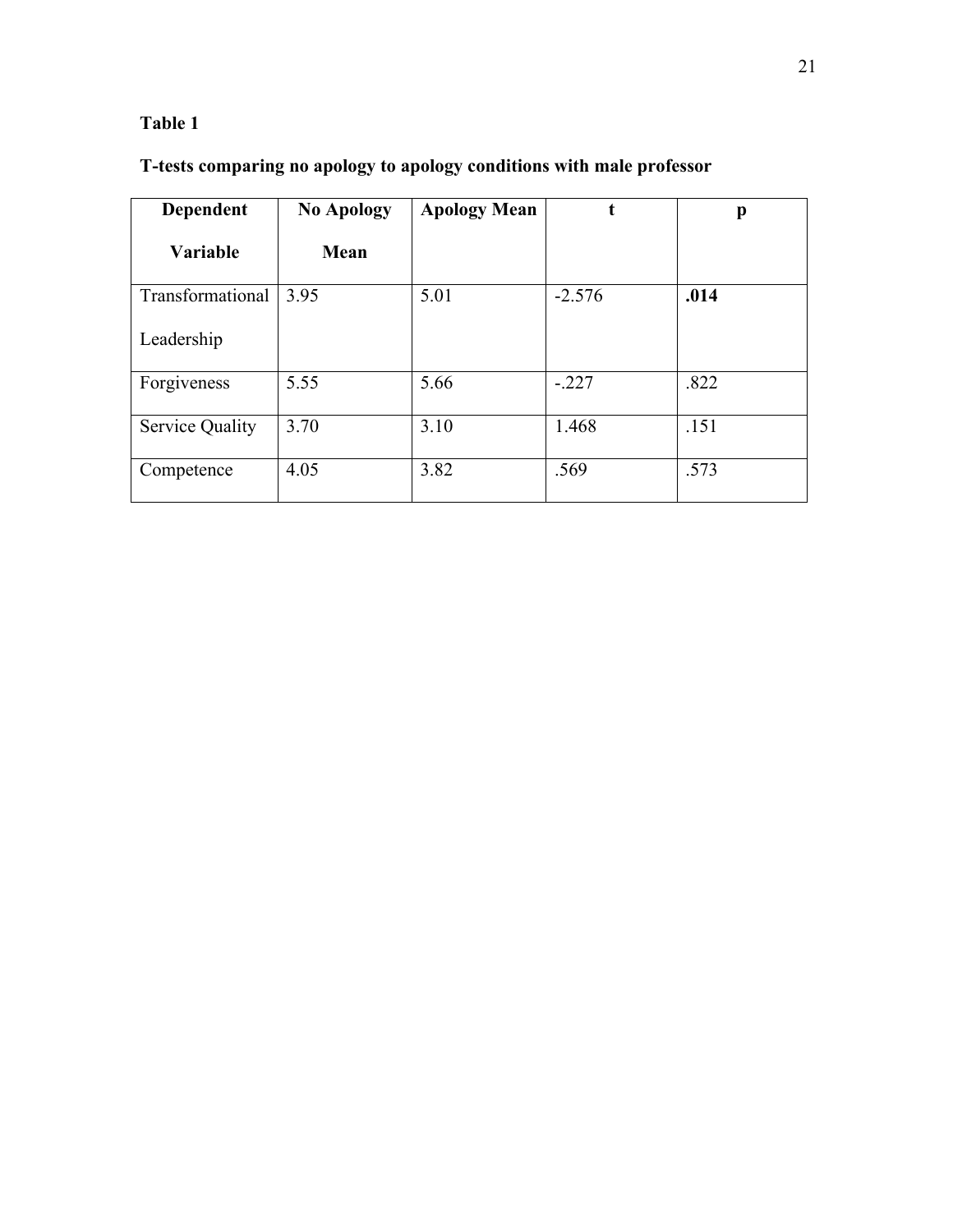**Table 1**

**T-tests comparing no apology to apology conditions with male professor**

| **Dependent Variable** | **No Apology Mean** | **Apology Mean** | **t** | **p** |
| --- | --- | --- | --- | --- |
| Transformational Leadership | 3.95 | 5.01 | -2.576 | **.014** |
| Forgiveness | 5.55 | 5.66 | -.227 | .822 |
| Service Quality | 3.70 | 3.10 | 1.468 | .151 |
| Competence | 4.05 | 3.82 | .569 | .573 |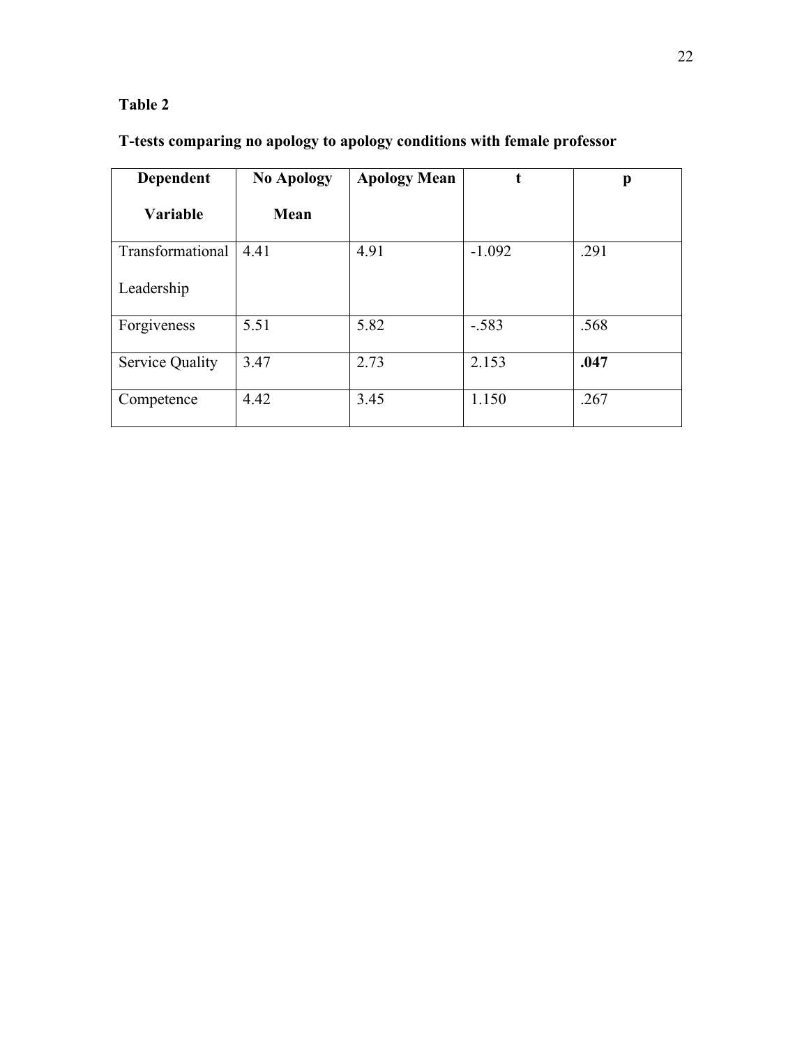**Table 2**

**T-tests comparing no apology to apology conditions with female professor**

| Dependent Variable | No Apology Mean | Apology Mean | t | p |
|---|---|---|---|---|
| Transformational Leadership | 4.41 | 4.91 | -1.092 | .291 |
| Forgiveness | 5.51 | 5.82 | -.583 | .568 |
| Service Quality | 3.47 | 2.73 | 2.153 | **.047** |
| Competence | 4.42 | 3.45 | 1.150 | .267 |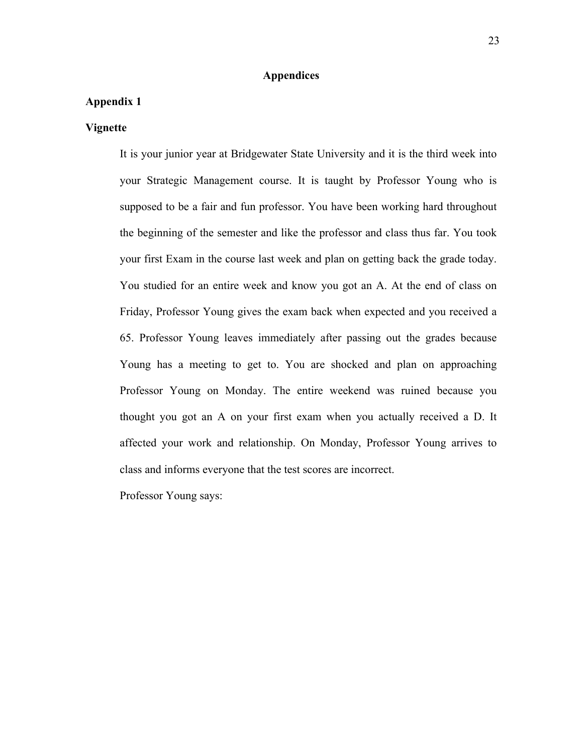# Appendices

## Appendix 1

### Vignette

It is your junior year at Bridgewater State University and it is the third week into your Strategic Management course. It is taught by Professor Young who is supposed to be a fair and fun professor. You have been working hard throughout the beginning of the semester and like the professor and class thus far. You took your first Exam in the course last week and plan on getting back the grade today. You studied for an entire week and know you got an A. At the end of class on Friday, Professor Young gives the exam back when expected and you received a 65. Professor Young leaves immediately after passing out the grades because Young has a meeting to get to. You are shocked and plan on approaching Professor Young on Monday. The entire weekend was ruined because you thought you got an A on your first exam when you actually received a D. It affected your work and relationship. On Monday, Professor Young arrives to class and informs everyone that the test scores are incorrect.

Professor Young says: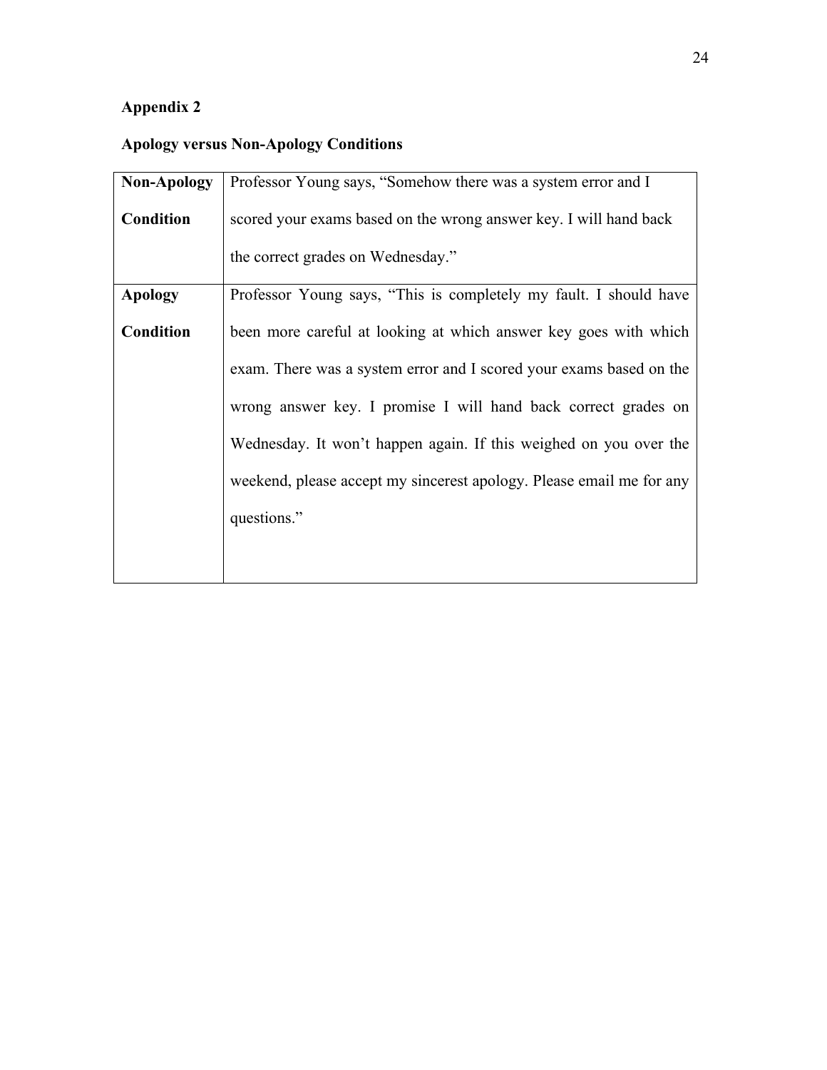**Appendix 2**

**Apology versus Non-Apology Conditions**

| | |
|---|---|
| **Non-Apology Condition** | Professor Young says, “Somehow there was a system error and I scored your exams based on the wrong answer key. I will hand back the correct grades on Wednesday.” |
| **Apology Condition** | Professor Young says, “This is completely my fault. I should have been more careful at looking at which answer key goes with which exam. There was a system error and I scored your exams based on the wrong answer key. I promise I will hand back correct grades on Wednesday. It won’t happen again. If this weighed on you over the weekend, please accept my sincerest apology. Please email me for any questions.” |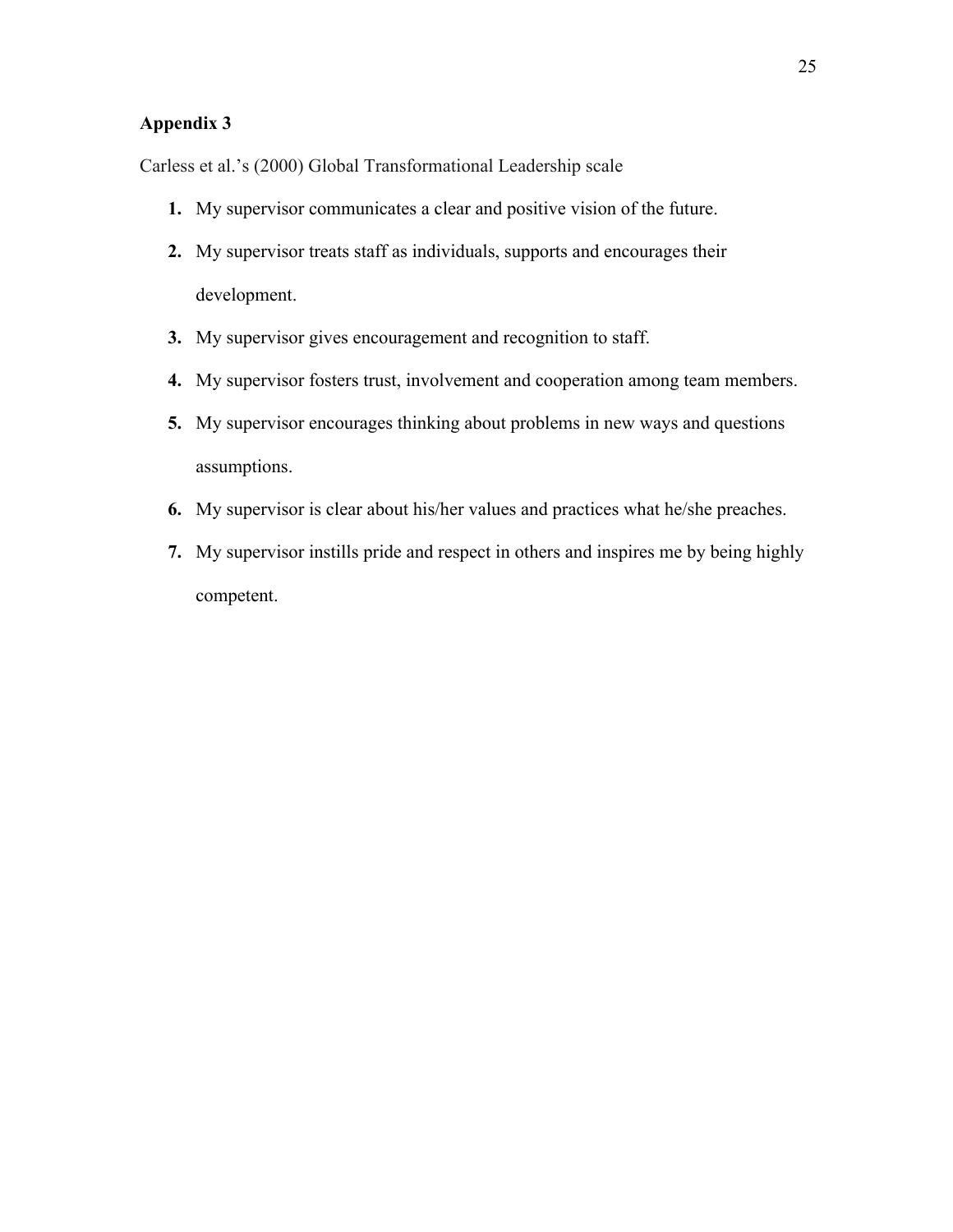## Appendix 3

Carless et al.'s (2000) Global Transformational Leadership scale

1. My supervisor communicates a clear and positive vision of the future.
2. My supervisor treats staff as individuals, supports and encourages their development.
3. My supervisor gives encouragement and recognition to staff.
4. My supervisor fosters trust, involvement and cooperation among team members.
5. My supervisor encourages thinking about problems in new ways and questions assumptions.
6. My supervisor is clear about his/her values and practices what he/she preaches.
7. My supervisor instills pride and respect in others and inspires me by being highly competent.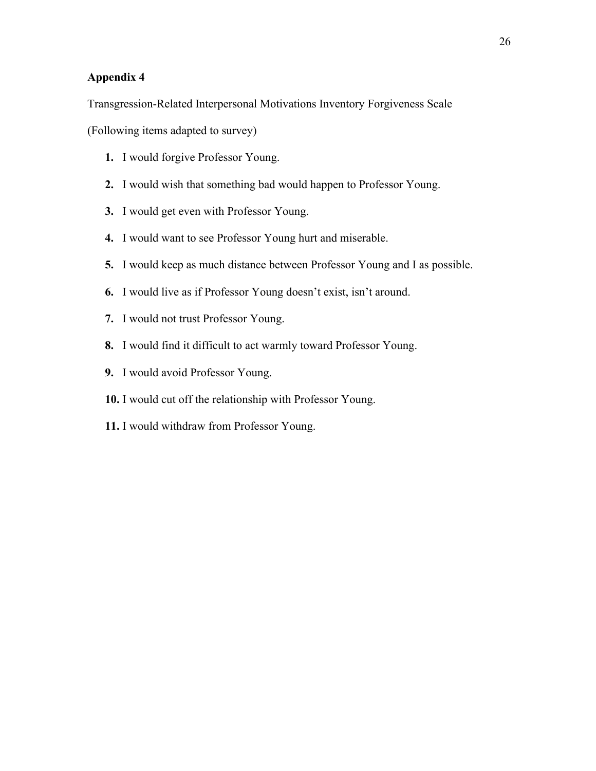**Appendix 4**

Transgression-Related Interpersonal Motivations Inventory Forgiveness Scale

(Following items adapted to survey)

1. I would forgive Professor Young.
2. I would wish that something bad would happen to Professor Young.
3. I would get even with Professor Young.
4. I would want to see Professor Young hurt and miserable.
5. I would keep as much distance between Professor Young and I as possible.
6. I would live as if Professor Young doesn't exist, isn't around.
7. I would not trust Professor Young.
8. I would find it difficult to act warmly toward Professor Young.
9. I would avoid Professor Young.
10. I would cut off the relationship with Professor Young.
11. I would withdraw from Professor Young.